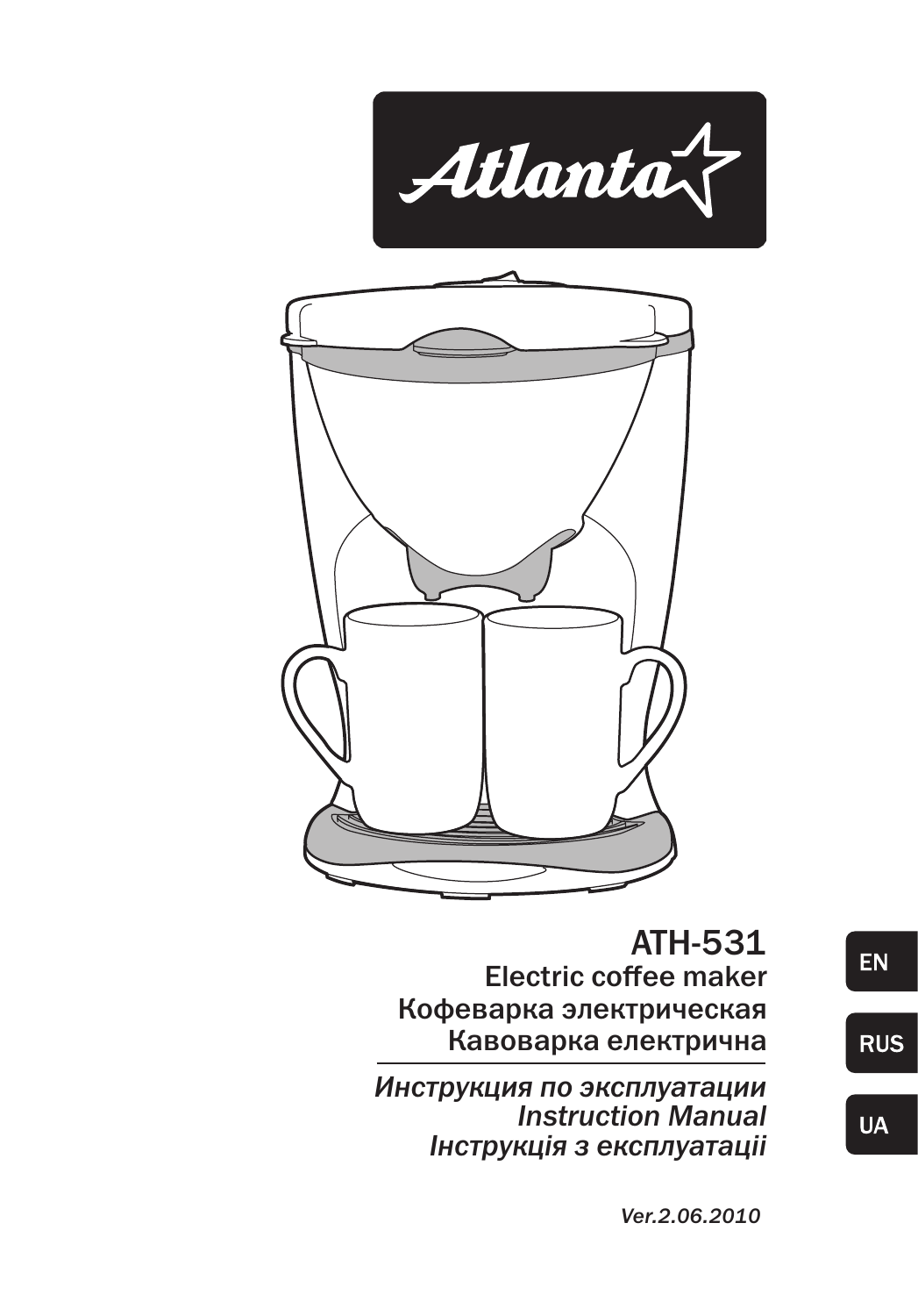Atlanta

# ATH-531

Electric coffee maker
Кофеварка электрическая
Кавоварка електрична

*Инструкция по эксплуатации*
*Instruction Manual*
*Інструкція з експлуатації*

EN

RUS

UA

*Ver.2.06.2010*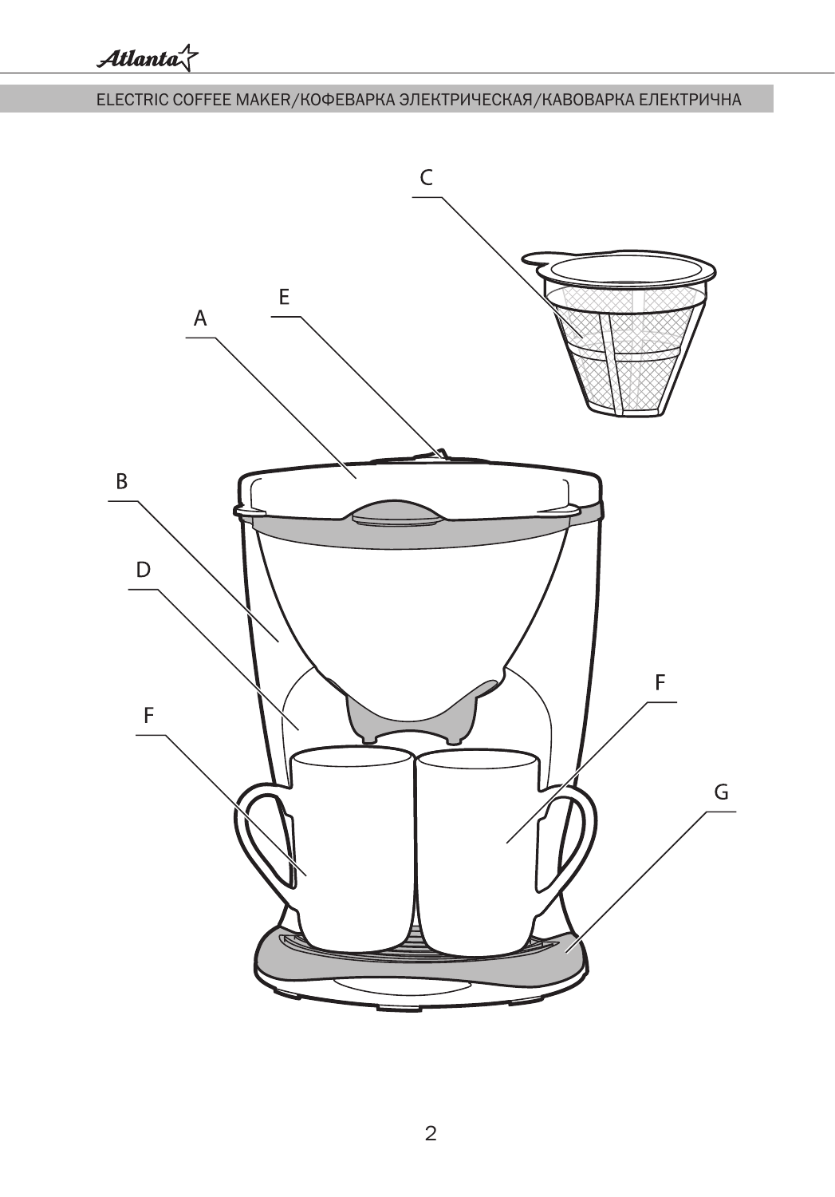ELECTRIC COFFEE MAKER/КОФЕВАРКА ЭЛЕКТРИЧЕСКАЯ/КАВОВАРКА ЕЛЕКТРИЧНА

C

E

A

B

D

F

F

G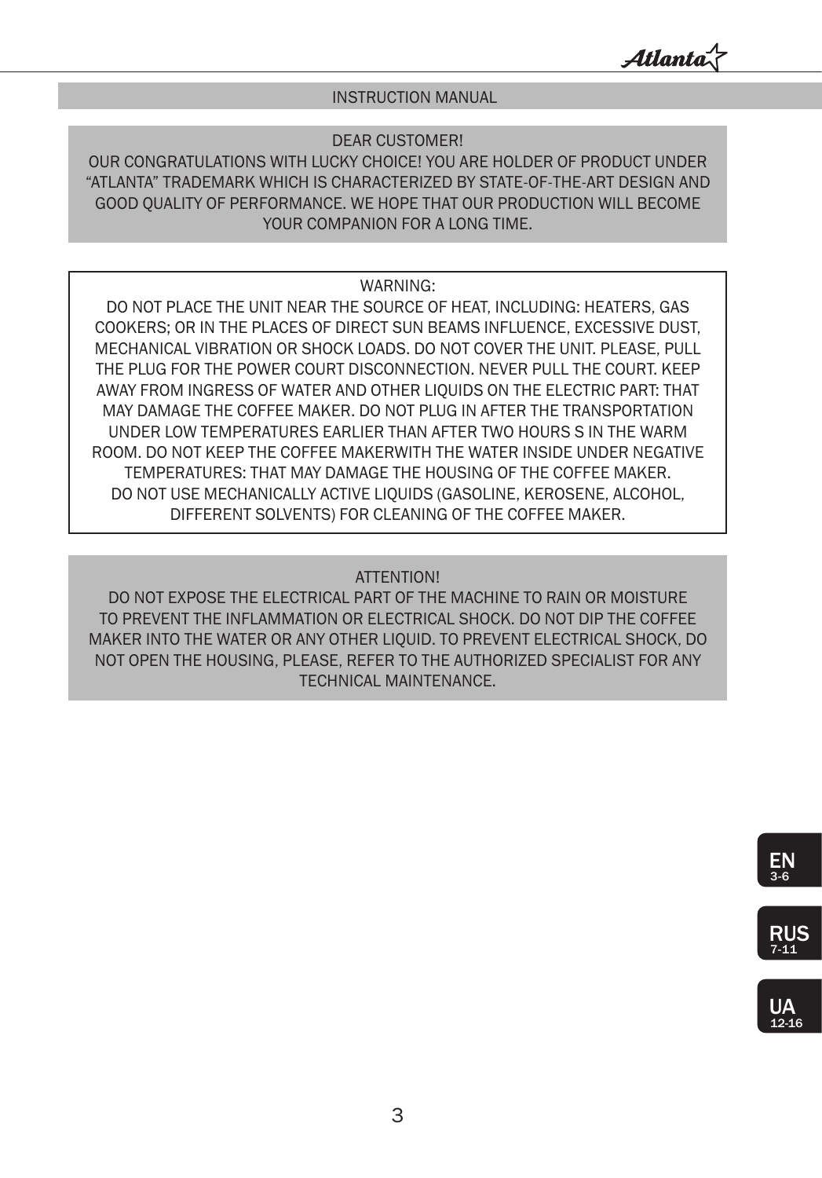## INSTRUCTION MANUAL

DEAR CUSTOMER!
OUR CONGRATULATIONS WITH LUCKY CHOICE! YOU ARE HOLDER OF PRODUCT UNDER "ATLANTA" TRADEMARK WHICH IS CHARACTERIZED BY STATE-OF-THE-ART DESIGN AND GOOD QUALITY OF PERFORMANCE. WE HOPE THAT OUR PRODUCTION WILL BECOME YOUR COMPANION FOR A LONG TIME.

WARNING:
DO NOT PLACE THE UNIT NEAR THE SOURCE OF HEAT, INCLUDING: HEATERS, GAS COOKERS; OR IN THE PLACES OF DIRECT SUN BEAMS INFLUENCE, EXCESSIVE DUST, MECHANICAL VIBRATION OR SHOCK LOADS. DO NOT COVER THE UNIT. PLEASE, PULL THE PLUG FOR THE POWER COURT DISCONNECTION. NEVER PULL THE COURT. KEEP AWAY FROM INGRESS OF WATER AND OTHER LIQUIDS ON THE ELECTRIC PART: THAT MAY DAMAGE THE COFFEE MAKER. DO NOT PLUG IN AFTER THE TRANSPORTATION UNDER LOW TEMPERATURES EARLIER THAN AFTER TWO HOURS S IN THE WARM ROOM. DO NOT KEEP THE COFFEE MAKERWITH THE WATER INSIDE UNDER NEGATIVE TEMPERATURES: THAT MAY DAMAGE THE HOUSING OF THE COFFEE MAKER.
DO NOT USE MECHANICALLY ACTIVE LIQUIDS (GASOLINE, KEROSENE, ALCOHOL, DIFFERENT SOLVENTS) FOR CLEANING OF THE COFFEE MAKER.

ATTENTION!
DO NOT EXPOSE THE ELECTRICAL PART OF THE MACHINE TO RAIN OR MOISTURE TO PREVENT THE INFLAMMATION OR ELECTRICAL SHOCK. DO NOT DIP THE COFFEE MAKER INTO THE WATER OR ANY OTHER LIQUID. TO PREVENT ELECTRICAL SHOCK, DO NOT OPEN THE HOUSING, PLEASE, REFER TO THE AUTHORIZED SPECIALIST FOR ANY TECHNICAL MAINTENANCE.

EN 3-6

RUS 7-11

UA 12-16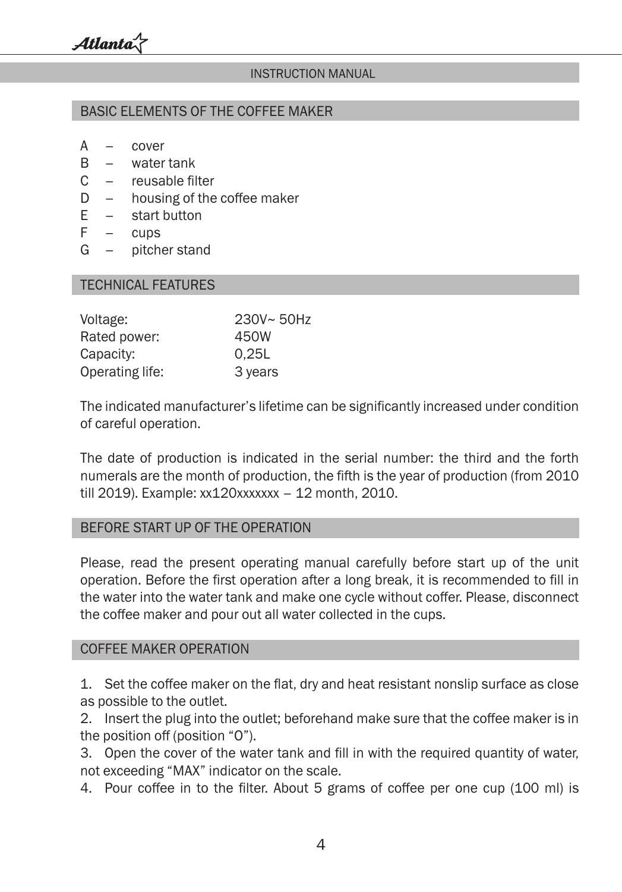## INSTRUCTION MANUAL

## BASIC ELEMENTS OF THE COFFEE MAKER

A – cover
B – water tank
C – reusable filter
D – housing of the coffee maker
E – start button
F – cups
G – pitcher stand

## TECHNICAL FEATURES

| | |
|---|---|
| Voltage: | 230V~ 50Hz |
| Rated power: | 450W |
| Capacity: | 0,25L |
| Operating life: | 3 years |

The indicated manufacturer's lifetime can be significantly increased under condition of careful operation.

The date of production is indicated in the serial number: the third and the forth numerals are the month of production, the fifth is the year of production (from 2010 till 2019). Example: xx120xxxxxxx – 12 month, 2010.

## BEFORE START UP OF THE OPERATION

Please, read the present operating manual carefully before start up of the unit operation. Before the first operation after a long break, it is recommended to fill in the water into the water tank and make one cycle without coffer. Please, disconnect the coffee maker and pour out all water collected in the cups.

## COFFEE MAKER OPERATION

1. Set the coffee maker on the flat, dry and heat resistant nonslip surface as close as possible to the outlet.
2. Insert the plug into the outlet; beforehand make sure that the coffee maker is in the position off (position "O").
3. Open the cover of the water tank and fill in with the required quantity of water, not exceeding "MAX" indicator on the scale.
4. Pour coffee in to the filter. About 5 grams of coffee per one cup (100 ml) is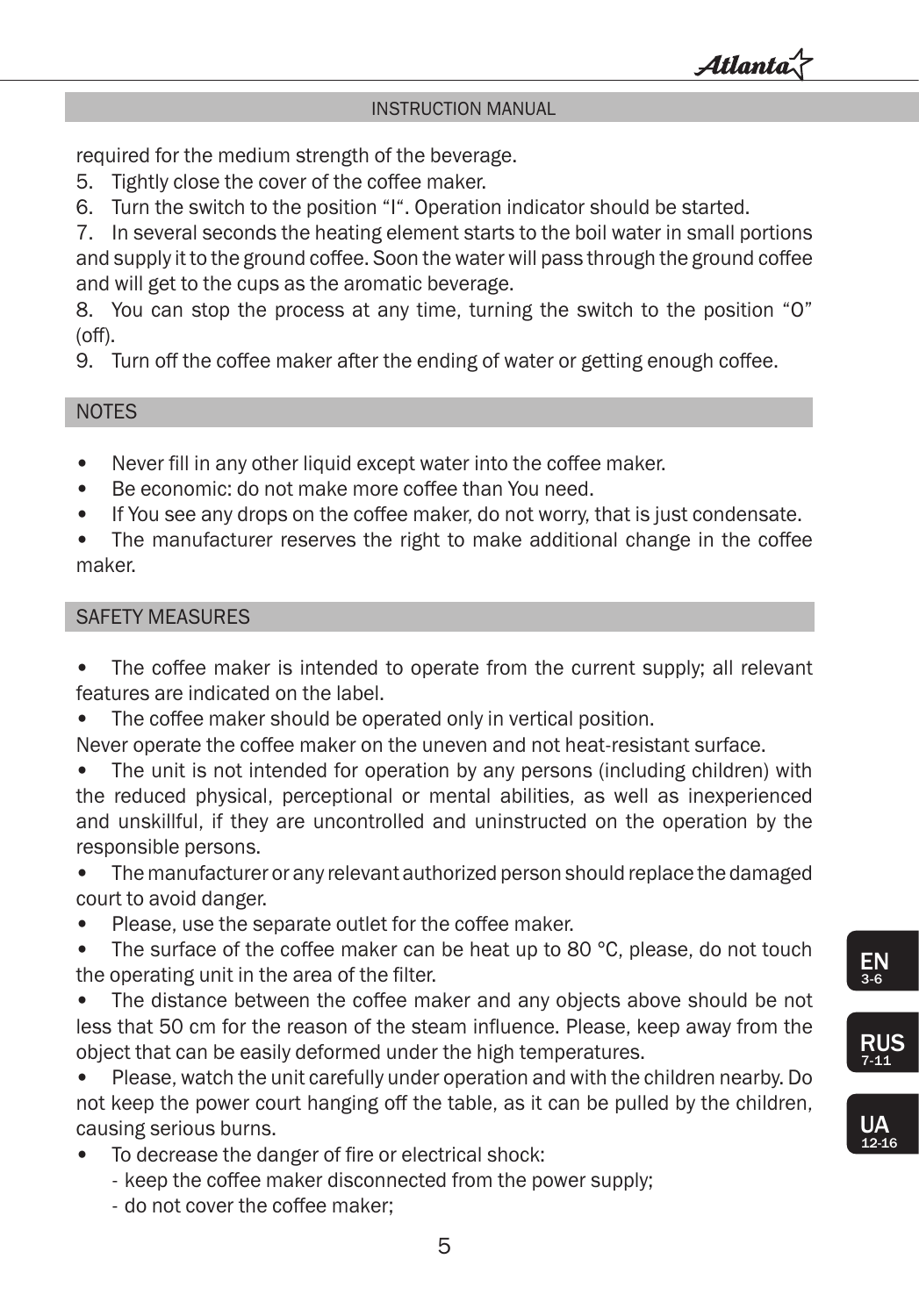## INSTRUCTION MANUAL

required for the medium strength of the beverage.

5. Tightly close the cover of the coffee maker.
6. Turn the switch to the position "I". Operation indicator should be started.
7. In several seconds the heating element starts to the boil water in small portions and supply it to the ground coffee. Soon the water will pass through the ground coffee and will get to the cups as the aromatic beverage.
8. You can stop the process at any time, turning the switch to the position "O" (off).
9. Turn off the coffee maker after the ending of water or getting enough coffee.

## NOTES

- Never fill in any other liquid except water into the coffee maker.
- Be economic: do not make more coffee than You need.
- If You see any drops on the coffee maker, do not worry, that is just condensate.
- The manufacturer reserves the right to make additional change in the coffee maker.

## SAFETY MEASURES

- The coffee maker is intended to operate from the current supply; all relevant features are indicated on the label.
- The coffee maker should be operated only in vertical position.

Never operate the coffee maker on the uneven and not heat-resistant surface.

- The unit is not intended for operation by any persons (including children) with the reduced physical, perceptional or mental abilities, as well as inexperienced and unskillful, if they are uncontrolled and uninstructed on the operation by the responsible persons.
- The manufacturer or any relevant authorized person should replace the damaged court to avoid danger.
- Please, use the separate outlet for the coffee maker.
- The surface of the coffee maker can be heat up to 80 °C, please, do not touch the operating unit in the area of the filter.
- The distance between the coffee maker and any objects above should be not less that 50 cm for the reason of the steam influence. Please, keep away from the object that can be easily deformed under the high temperatures.
- Please, watch the unit carefully under operation and with the children nearby. Do not keep the power court hanging off the table, as it can be pulled by the children, causing serious burns.
- To decrease the danger of fire or electrical shock:
  - keep the coffee maker disconnected from the power supply;
  - do not cover the coffee maker;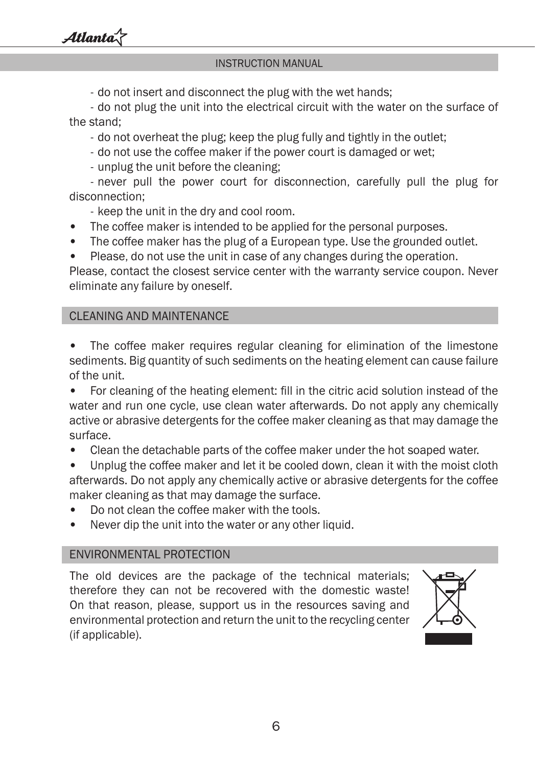- do not insert and disconnect the plug with the wet hands;

- do not plug the unit into the electrical circuit with the water on the surface of the stand;

- do not overheat the plug; keep the plug fully and tightly in the outlet;

- do not use the coffee maker if the power court is damaged or wet;

- unplug the unit before the cleaning;

- never pull the power court for disconnection, carefully pull the plug for disconnection;

- keep the unit in the dry and cool room.

- The coffee maker is intended to be applied for the personal purposes.
- The coffee maker has the plug of a European type. Use the grounded outlet.
- Please, do not use the unit in case of any changes during the operation.

Please, contact the closest service center with the warranty service coupon. Never eliminate any failure by oneself.

## CLEANING AND MAINTENANCE

- The coffee maker requires regular cleaning for elimination of the limestone sediments. Big quantity of such sediments on the heating element can cause failure of the unit.
- For cleaning of the heating element: fill in the citric acid solution instead of the water and run one cycle, use clean water afterwards. Do not apply any chemically active or abrasive detergents for the coffee maker cleaning as that may damage the surface.
- Clean the detachable parts of the coffee maker under the hot soaped water.
- Unplug the coffee maker and let it be cooled down, clean it with the moist cloth afterwards. Do not apply any chemically active or abrasive detergents for the coffee maker cleaning as that may damage the surface.
- Do not clean the coffee maker with the tools.
- Never dip the unit into the water or any other liquid.

## ENVIRONMENTAL PROTECTION

The old devices are the package of the technical materials; therefore they can not be recovered with the domestic waste! On that reason, please, support us in the resources saving and environmental protection and return the unit to the recycling center (if applicable).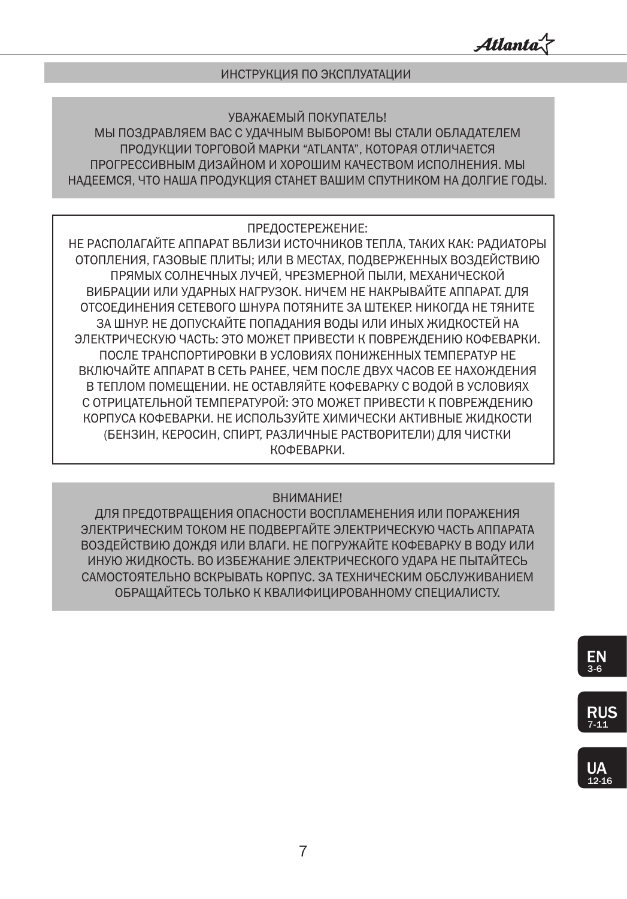## ИНСТРУКЦИЯ ПО ЭКСПЛУАТАЦИИ

УВАЖАЕМЫЙ ПОКУПАТЕЛЬ!
МЫ ПОЗДРАВЛЯЕМ ВАС С УДАЧНЫМ ВЫБОРОМ! ВЫ СТАЛИ ОБЛАДАТЕЛЕМ ПРОДУКЦИИ ТОРГОВОЙ МАРКИ "ATLANTA", КОТОРАЯ ОТЛИЧАЕТСЯ ПРОГРЕССИВНЫМ ДИЗАЙНОМ И ХОРОШИМ КАЧЕСТВОМ ИСПОЛНЕНИЯ. МЫ НАДЕЕМСЯ, ЧТО НАША ПРОДУКЦИЯ СТАНЕТ ВАШИМ СПУТНИКОМ НА ДОЛГИЕ ГОДЫ.

ПРЕДОСТЕРЕЖЕНИЕ:
НЕ РАСПОЛАГАЙТЕ АППАРАТ ВБЛИЗИ ИСТОЧНИКОВ ТЕПЛА, ТАКИХ КАК: РАДИАТОРЫ ОТОПЛЕНИЯ, ГАЗОВЫЕ ПЛИТЫ; ИЛИ В МЕСТАХ, ПОДВЕРЖЕННЫХ ВОЗДЕЙСТВИЮ ПРЯМЫХ СОЛНЕЧНЫХ ЛУЧЕЙ, ЧРЕЗМЕРНОЙ ПЫЛИ, МЕХАНИЧЕСКОЙ ВИБРАЦИИ ИЛИ УДАРНЫХ НАГРУЗОК. НИЧЕМ НЕ НАКРЫВАЙТЕ АППАРАТ. ДЛЯ ОТСОЕДИНЕНИЯ СЕТЕВОГО ШНУРА ПОТЯНИТЕ ЗА ШТЕКЕР. НИКОГДА НЕ ТЯНИТЕ ЗА ШНУР. НЕ ДОПУСКАЙТЕ ПОПАДАНИЯ ВОДЫ ИЛИ ИНЫХ ЖИДКОСТЕЙ НА ЭЛЕКТРИЧЕСКУЮ ЧАСТЬ: ЭТО МОЖЕТ ПРИВЕСТИ К ПОВРЕЖДЕНИЮ КОФЕВАРКИ. ПОСЛЕ ТРАНСПОРТИРОВКИ В УСЛОВИЯХ ПОНИЖЕННЫХ ТЕМПЕРАТУР НЕ ВКЛЮЧАЙТЕ АППАРАТ В СЕТЬ РАНЕЕ, ЧЕМ ПОСЛЕ ДВУХ ЧАСОВ ЕЕ НАХОЖДЕНИЯ В ТЕПЛОМ ПОМЕЩЕНИИ. НЕ ОСТАВЛЯЙТЕ КОФЕВАРКУ С ВОДОЙ В УСЛОВИЯХ С ОТРИЦАТЕЛЬНОЙ ТЕМПЕРАТУРОЙ: ЭТО МОЖЕТ ПРИВЕСТИ К ПОВРЕЖДЕНИЮ КОРПУСА КОФЕВАРКИ. НЕ ИСПОЛЬЗУЙТЕ ХИМИЧЕСКИ АКТИВНЫЕ ЖИДКОСТИ (БЕНЗИН, КЕРОСИН, СПИРТ, РАЗЛИЧНЫЕ РАСТВОРИТЕЛИ) ДЛЯ ЧИСТКИ КОФЕВАРКИ.

ВНИМАНИЕ!
ДЛЯ ПРЕДОТВРАЩЕНИЯ ОПАСНОСТИ ВОСПЛАМЕНЕНИЯ ИЛИ ПОРАЖЕНИЯ ЭЛЕКТРИЧЕСКИМ ТОКОМ НЕ ПОДВЕРГАЙТЕ ЭЛЕКТРИЧЕСКУЮ ЧАСТЬ АППАРАТА ВОЗДЕЙСТВИЮ ДОЖДЯ ИЛИ ВЛАГИ. НЕ ПОГРУЖАЙТЕ КОФЕВАРКУ В ВОДУ ИЛИ ИНУЮ ЖИДКОСТЬ. ВО ИЗБЕЖАНИЕ ЭЛЕКТРИЧЕСКОГО УДАРА НЕ ПЫТАЙТЕСЬ САМОСТОЯТЕЛЬНО ВСКРЫВАТЬ КОРПУС. ЗА ТЕХНИЧЕСКИМ ОБСЛУЖИВАНИЕМ ОБРАЩАЙТЕСЬ ТОЛЬКО К КВАЛИФИЦИРОВАННОМУ СПЕЦИАЛИСТУ.

EN 3-6

RUS 7-11

UA 12-16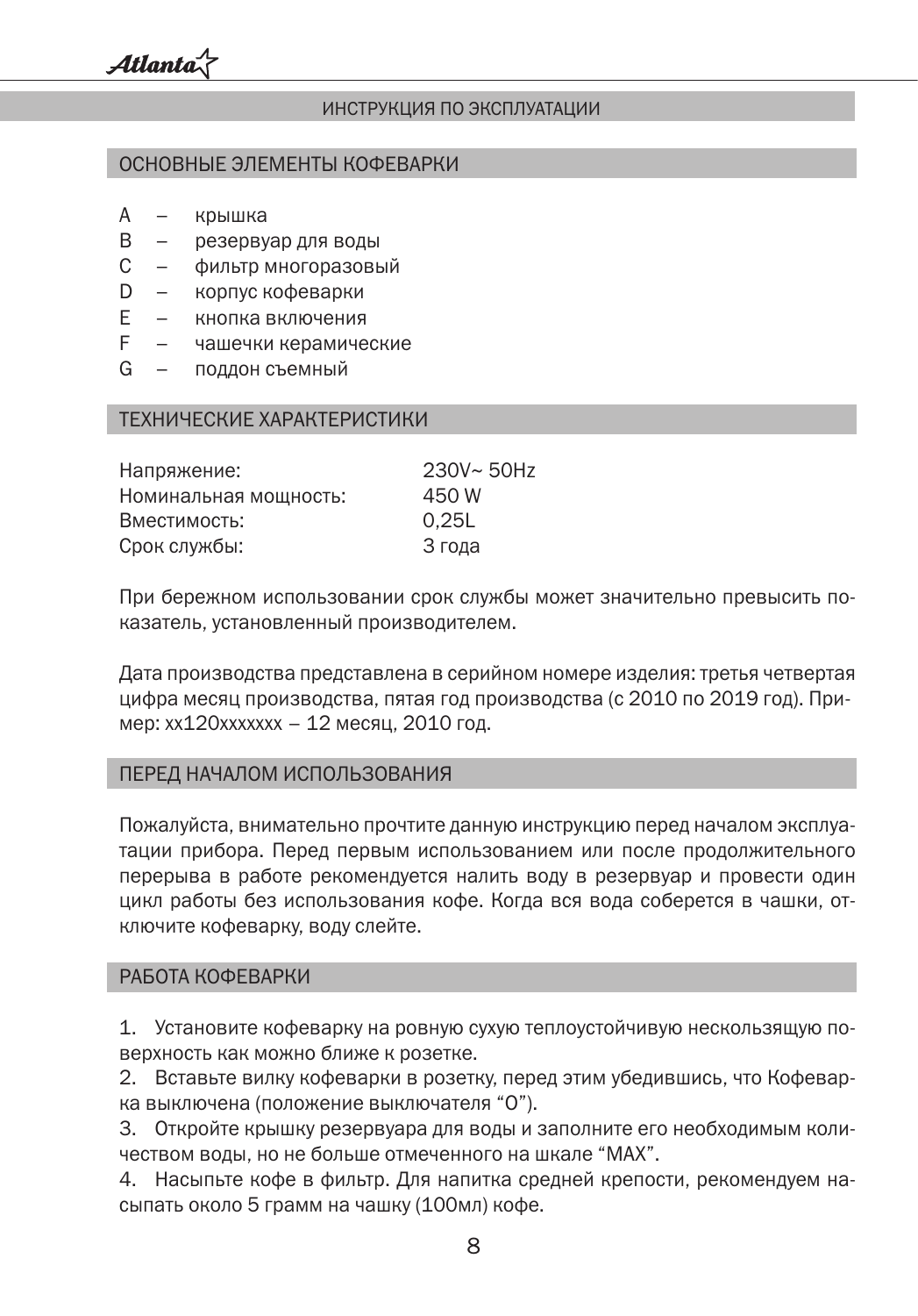# ИНСТРУКЦИЯ ПО ЭКСПЛУАТАЦИИ

## ОСНОВНЫЕ ЭЛЕМЕНТЫ КОФЕВАРКИ

- A – крышка
- B – резервуар для воды
- C – фильтр многоразовый
- D – корпус кофеварки
- E – кнопка включения
- F – чашечки керамические
- G – поддон съемный

## ТЕХНИЧЕСКИЕ ХАРАКТЕРИСТИКИ

| | |
|---|---|
| Напряжение: | 230V~ 50Hz |
| Номинальная мощность: | 450 W |
| Вместимость: | 0,25L |
| Срок службы: | 3 года |

При бережном использовании срок службы может значительно превысить показатель, установленный производителем.

Дата производства представлена в серийном номере изделия: третья четвертая цифра месяц производства, пятая год производства (с 2010 по 2019 год). Пример: хх120ххххххх – 12 месяц, 2010 год.

## ПЕРЕД НАЧАЛОМ ИСПОЛЬЗОВАНИЯ

Пожалуйста, внимательно прочтите данную инструкцию перед началом эксплуатации прибора. Перед первым использованием или после продолжительного перерыва в работе рекомендуется налить воду в резервуар и провести один цикл работы без использования кофе. Когда вся вода соберется в чашки, отключите кофеварку, воду слейте.

## РАБОТА КОФЕВАРКИ

1. Установите кофеварку на ровную сухую теплоустойчивую нескользящую поверхность как можно ближе к розетке.
2. Вставьте вилку кофеварки в розетку, перед этим убедившись, что Кофеварка выключена (положение выключателя “0”).
3. Откройте крышку резервуара для воды и заполните его необходимым количеством воды, но не больше отмеченного на шкале “MAX”.
4. Насыпьте кофе в фильтр. Для напитка средней крепости, рекомендуем насыпать около 5 грамм на чашку (100мл) кофе.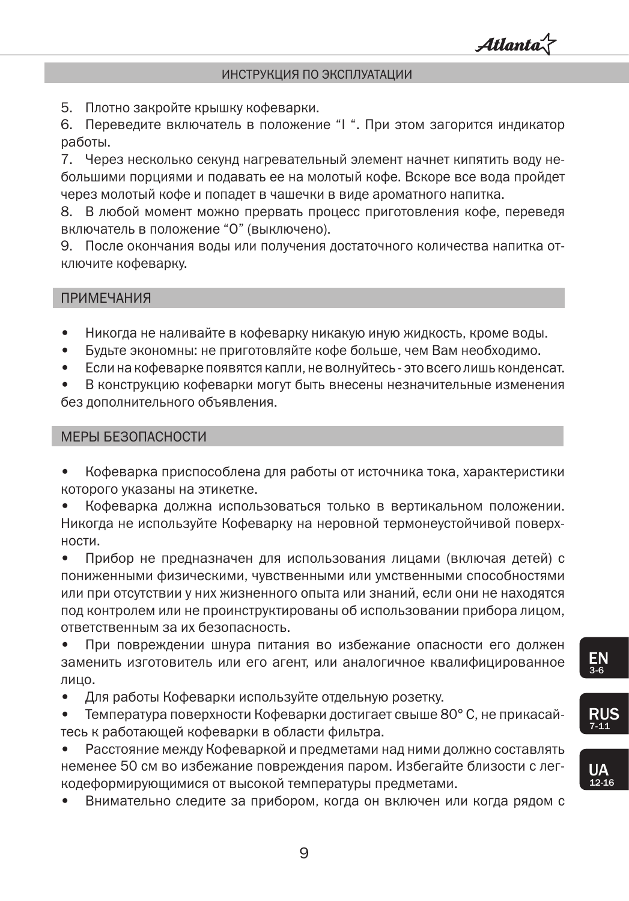5. Плотно закройте крышку кофеварки.
6. Переведите включатель в положение “I “. При этом загорится индикатор работы.
7. Через несколько секунд нагревательный элемент начнет кипятить воду небольшими порциями и подавать ее на молотый кофе. Вскоре все вода пройдет через молотый кофе и попадет в чашечки в виде ароматного напитка.
8. В любой момент можно прервать процесс приготовления кофе, переведя включатель в положение “O” (выключено).
9. После окончания воды или получения достаточного количества напитка отключите кофеварку.

## ПРИМЕЧАНИЯ

- Никогда не наливайте в кофеварку никакую иную жидкость, кроме воды.
- Будьте экономны: не приготовляйте кофе больше, чем Вам необходимо.
- Если на кофеварке появятся капли, не волнуйтесь - это всего лишь конденсат.
- В конструкцию кофеварки могут быть внесены незначительные изменения без дополнительного объявления.

## МЕРЫ БЕЗОПАСНОСТИ

- Кофеварка приспособлена для работы от источника тока, характеристики которого указаны на этикетке.
- Кофеварка должна использоваться только в вертикальном положении. Никогда не используйте Кофеварку на неровной термонеустойчивой поверхности.
- Прибор не предназначен для использования лицами (включая детей) с пониженными физическими, чувственными или умственными способностями или при отсутствии у них жизненного опыта или знаний, если они не находятся под контролем или не проинструктированы об использовании прибора лицом, ответственным за их безопасность.
- При повреждении шнура питания во избежание опасности его должен заменить изготовитель или его агент, или аналогичное квалифицированное лицо.
- Для работы Кофеварки используйте отдельную розетку.
- Температура поверхности Кофеварки достигает свыше 80° С, не прикасайтесь к работающей кофеварки в области фильтра.
- Расстояние между Кофеваркой и предметами над ними должно составлять неменее 50 см во избежание повреждения паром. Избегайте близости с легкодеформирующимися от высокой температуры предметами.
- Внимательно следите за прибором, когда он включен или когда рядом с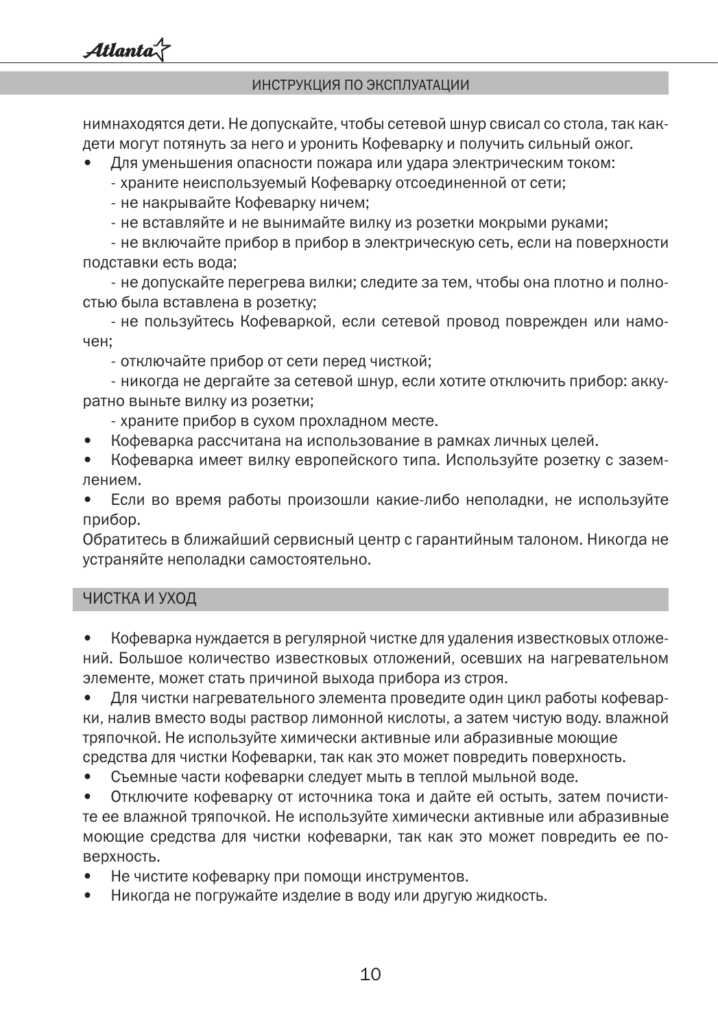нимнаходятся дети. Не допускайте, чтобы сетевой шнур свисал со стола, так какдети могут потянуть за него и уронить Кофеварку и получить сильный ожог.

- Для уменьшения опасности пожара или удара электрическим током:
  - храните неиспользуемый Кофеварку отсоединенной от сети;
  - не накрывайте Кофеварку ничем;
  - не вставляйте и не вынимайте вилку из розетки мокрыми руками;
  - не включайте прибор в прибор в электрическую сеть, если на поверхности подставки есть вода;
  - не допускайте перегрева вилки; следите за тем, чтобы она плотно и полностью была вставлена в розетку;
  - не пользуйтесь Кофеваркой, если сетевой провод поврежден или намочен;
  - отключайте прибор от сети перед чисткой;
  - никогда не дергайте за сетевой шнур, если хотите отключить прибор: аккуратно выньте вилку из розетки;
  - храните прибор в сухом прохладном месте.
- Кофеварка рассчитана на использование в рамках личных целей.
- Кофеварка имеет вилку европейского типа. Используйте розетку с заземлением.
- Если во время работы произошли какие-либо неполадки, не используйте прибор.

Обратитесь в ближайший сервисный центр с гарантийным талоном. Никогда не устраняйте неполадки самостоятельно.

## ЧИСТКА И УХОД

- Кофеварка нуждается в регулярной чистке для удаления известковых отложений. Большое количество известковых отложений, осевших на нагревательном элементе, может стать причиной выхода прибора из строя.
- Для чистки нагревательного элемента проведите один цикл работы кофеварки, налив вместо воды раствор лимонной кислоты, а затем чистую воду. влажной тряпочкой. Не используйте химически активные или абразивные моющие средства для чистки Кофеварки, так как это может повредить поверхность.
- Съемные части кофеварки следует мыть в теплой мыльной воде.
- Отключите кофеварку от источника тока и дайте ей остыть, затем почистите ее влажной тряпочкой. Не используйте химически активные или абразивные моющие средства для чистки кофеварки, так как это может повредить ее поверхность.
- Не чистите кофеварку при помощи инструментов.
- Никогда не погружайте изделие в воду или другую жидкость.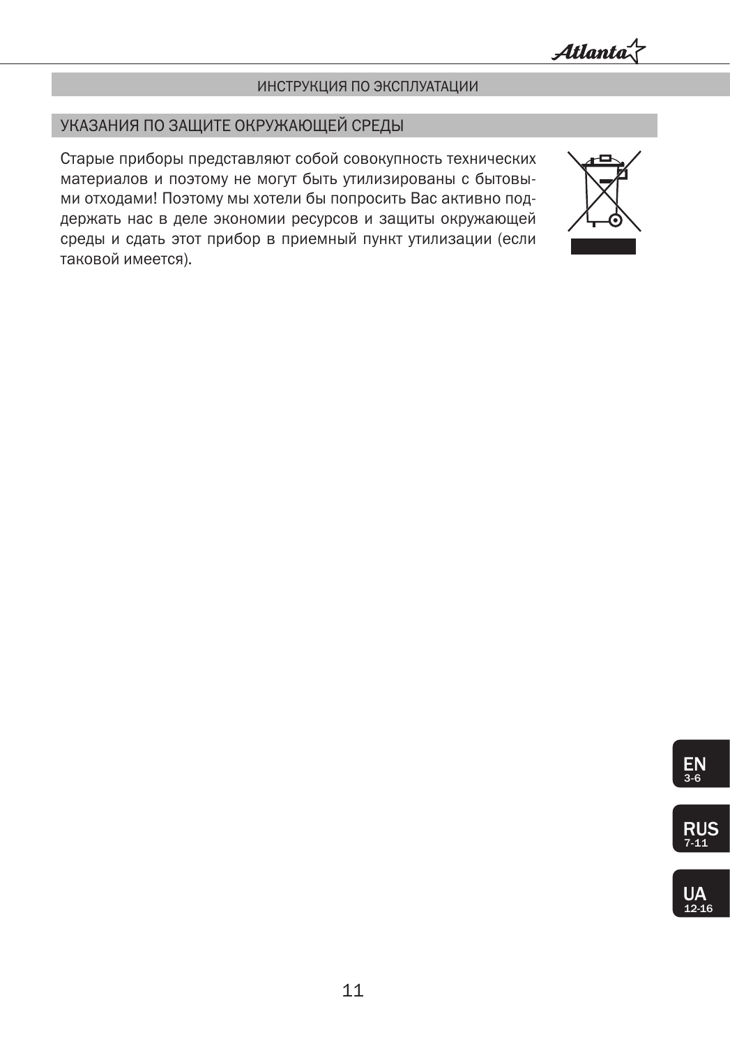## ИНСТРУКЦИЯ ПО ЭКСПЛУАТАЦИИ

### УКАЗАНИЯ ПО ЗАЩИТЕ ОКРУЖАЮЩЕЙ СРЕДЫ

Старые приборы представляют собой совокупность технических материалов и поэтому не могут быть утилизированы с бытовыми отходами! Поэтому мы хотели бы попросить Вас активно поддержать нас в деле экономии ресурсов и защиты окружающей среды и сдать этот прибор в приемный пункт утилизации (если таковой имеется).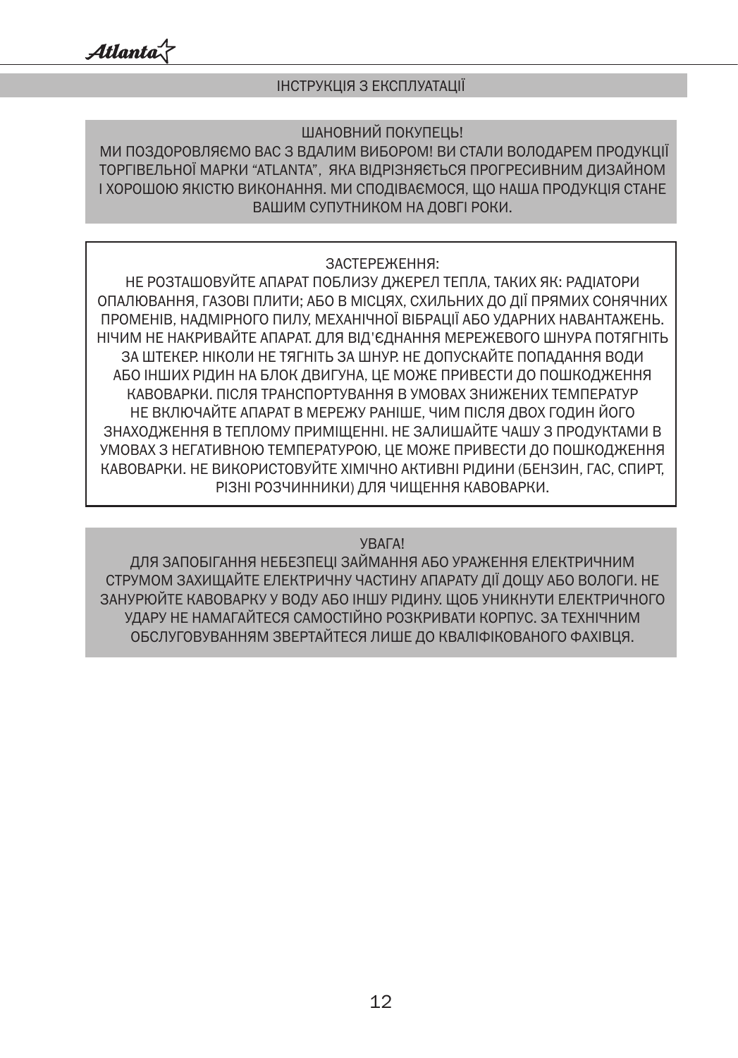## ІНСТРУКЦІЯ З ЕКСПЛУАТАЦІЇ

ШАНОВНИЙ ПОКУПЕЦЬ!

МИ ПОЗДОРОВЛЯЄМО ВАС З ВДАЛИМ ВИБОРОМ! ВИ СТАЛИ ВОЛОДАРЕМ ПРОДУКЦІЇ ТОРГІВЕЛЬНОЇ МАРКИ "ATLANTA", ЯКА ВІДРІЗНЯЄТЬСЯ ПРОГРЕСИВНИМ ДИЗАЙНОМ І ХОРОШОЮ ЯКІСТЮ ВИКОНАННЯ. МИ СПОДІВАЄМОСЯ, ЩО НАША ПРОДУКЦІЯ СТАНЕ ВАШИМ СУПУТНИКОМ НА ДОВГІ РОКИ.

ЗАСТЕРЕЖЕННЯ:

НЕ РОЗТАШОВУЙТЕ АПАРАТ ПОБЛИЗУ ДЖЕРЕЛ ТЕПЛА, ТАКИХ ЯК: РАДІАТОРИ ОПАЛЮВАННЯ, ГАЗОВІ ПЛИТИ; АБО В МІСЦЯХ, СХИЛЬНИХ ДО ДІЇ ПРЯМИХ СОНЯЧНИХ ПРОМЕНІВ, НАДМІРНОГО ПИЛУ, МЕХАНІЧНОЇ ВІБРАЦІЇ АБО УДАРНИХ НАВАНТАЖЕНЬ. НІЧИМ НЕ НАКРИВАЙТЕ АПАРАТ. ДЛЯ ВІД'ЄДНАННЯ МЕРЕЖЕВОГО ШНУРА ПОТЯГНІТЬ ЗА ШТЕКЕР. НІКОЛИ НЕ ТЯГНІТЬ ЗА ШНУР. НЕ ДОПУСКАЙТЕ ПОПАДАННЯ ВОДИ АБО ІНШИХ РІДИН НА БЛОК ДВИГУНА, ЦЕ МОЖЕ ПРИВЕСТИ ДО ПОШКОДЖЕННЯ КАВОВАРКИ. ПІСЛЯ ТРАНСПОРТУВАННЯ В УМОВАХ ЗНИЖЕНИХ ТЕМПЕРАТУР НЕ ВКЛЮЧАЙТЕ АПАРАТ В МЕРЕЖУ РАНІШЕ, ЧИМ ПІСЛЯ ДВОХ ГОДИН ЙОГО ЗНАХОДЖЕННЯ В ТЕПЛОМУ ПРИМІЩЕННІ. НЕ ЗАЛИШАЙТЕ ЧАШУ З ПРОДУКТАМИ В УМОВАХ З НЕГАТИВНОЮ ТЕМПЕРАТУРОЮ, ЦЕ МОЖЕ ПРИВЕСТИ ДО ПОШКОДЖЕННЯ КАВОВАРКИ. НЕ ВИКОРИСТОВУЙТЕ ХІМІЧНО АКТИВНІ РІДИНИ (БЕНЗИН, ГАС, СПИРТ, РІЗНІ РОЗЧИННИКИ) ДЛЯ ЧИЩЕННЯ КАВОВАРКИ.

УВАГА!

ДЛЯ ЗАПОБІГАННЯ НЕБЕЗПЕЦІ ЗАЙМАННЯ АБО УРАЖЕННЯ ЕЛЕКТРИЧНИМ СТРУМОМ ЗАХИЩАЙТЕ ЕЛЕКТРИЧНУ ЧАСТИНУ АПАРАТУ ДІЇ ДОЩУ АБО ВОЛОГИ. НЕ ЗАНУРЮЙТЕ КАВОВАРКУ У ВОДУ АБО ІНШУ РІДИНУ. ЩОБ УНИКНУТИ ЕЛЕКТРИЧНОГО УДАРУ НЕ НАМАГАЙТЕСЯ САМОСТІЙНО РОЗКРИВАТИ КОРПУС. ЗА ТЕХНІЧНИМ ОБСЛУГОВУВАННЯМ ЗВЕРТАЙТЕСЯ ЛИШЕ ДО КВАЛІФІКОВАНОГО ФАХІВЦЯ.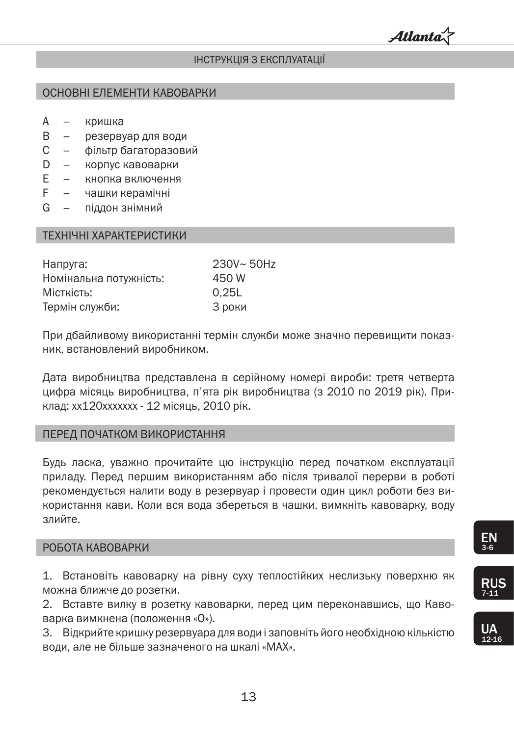## ІНСТРУКЦІЯ З ЕКСПЛУАТАЦІЇ

### ОСНОВНІ ЕЛЕМЕНТИ КАВОВАРКИ

A – кришка
B – резервуар для води
C – фільтр багаторазовий
D – корпус кавоварки
E – кнопка включення
F – чашки керамічні
G – піддон знімний

### ТЕХНІЧНІ ХАРАКТЕРИСТИКИ

| | |
|---|---|
| Напруга: | 230V~ 50Hz |
| Номінальна потужність: | 450 W |
| Місткість: | 0,25L |
| Термін служби: | 3 роки |

При дбайливому використанні термін служби може значно перевищити показник, встановлений виробником.

Дата виробництва представлена в серійному номері вироби: третя четверта цифра місяць виробництва, п'ята рік виробництва (з 2010 по 2019 рік). Приклад: xx120xxxxxxx - 12 місяць, 2010 рік.

### ПЕРЕД ПОЧАТКОМ ВИКОРИСТАННЯ

Будь ласка, уважно прочитайте цю інструкцію перед початком експлуатації приладу. Перед першим використанням або після тривалої перерви в роботі рекомендується налити воду в резервуар і провести один цикл роботи без використання кави. Коли вся вода збереться в чашки, вимкніть кавоварку, воду злийте.

### РОБОТА КАВОВАРКИ

1. Встановіть кавоварку на рівну суху теплостійких неслизьку поверхню як можна ближче до розетки.
2. Вставте вилку в розетку кавоварки, перед цим переконавшись, що Кавоварка вимкнена (положення «O»).
3. Відкрийте кришку резервуара для води і заповніть його необхідною кількістю води, але не більше зазначеного на шкалі «MAX».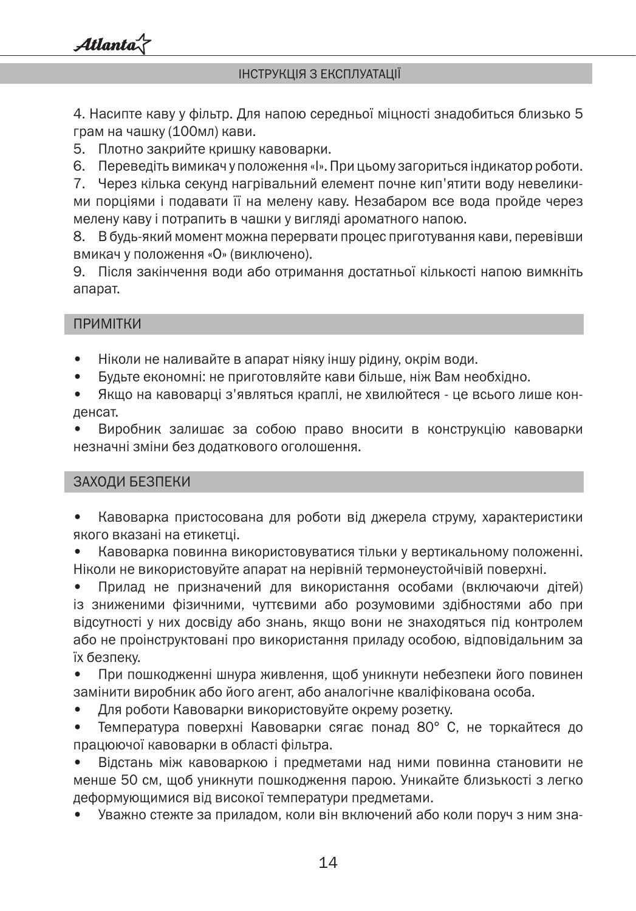4. Насипте каву у фільтр. Для напою середньої міцності знадобиться близько 5 грам на чашку (100мл) кави.
5. Плотно закрийте кришку кавоварки.
6. Переведіть вимикач у положення «I». При цьому загориться індикатор роботи.
7. Через кілька секунд нагрівальний елемент почне кип'ятити воду невеликими порціями і подавати її на мелену каву. Незабаром все вода пройде через мелену каву і потрапить в чашки у вигляді ароматного напою.
8. В будь-який момент можна перервати процес приготування кави, перевівши вмикач у положення «O» (виключено).
9. Після закінчення води або отримання достатньої кількості напою вимкніть апарат.

## ПРИМІТКИ

- Ніколи не наливайте в апарат ніяку іншу рідину, окрім води.
- Будьте економні: не приготовляйте кави більше, ніж Вам необхідно.
- Якщо на кавоварці з'являться краплі, не хвилюйтеся - це всього лише конденсат.
- Виробник залишає за собою право вносити в конструкцію кавоварки незначні зміни без додаткового оголошення.

## ЗАХОДИ БЕЗПЕКИ

- Кавоварка пристосована для роботи від джерела струму, характеристики якого вказані на етикетці.
- Кавоварка повинна використовуватися тільки у вертикальному положенні. Ніколи не використовуйте апарат на нерівній термонеустойчівій поверхні.
- Прилад не призначений для використання особами (включаючи дітей) із зниженими фізичними, чуттєвими або розумовими здібностями або при відсутності у них досвіду або знань, якщо вони не знаходяться під контролем або не проінструктовані про використання приладу особою, відповідальним за їх безпеку.
- При пошкодженні шнура живлення, щоб уникнути небезпеки його повинен замінити виробник або його агент, або аналогічне кваліфікована особа.
- Для роботи Кавоварки використовуйте окрему розетку.
- Температура поверхні Кавоварки сягає понад 80° С, не торкайтеся до працюючої кавоварки в області фільтра.
- Відстань між кавоваркою і предметами над ними повинна становити не менше 50 см, щоб уникнути пошкодження парою. Уникайте близькості з легко деформующимися від високої температури предметами.
- Уважно стежте за приладом, коли він включений або коли поруч з ним зна-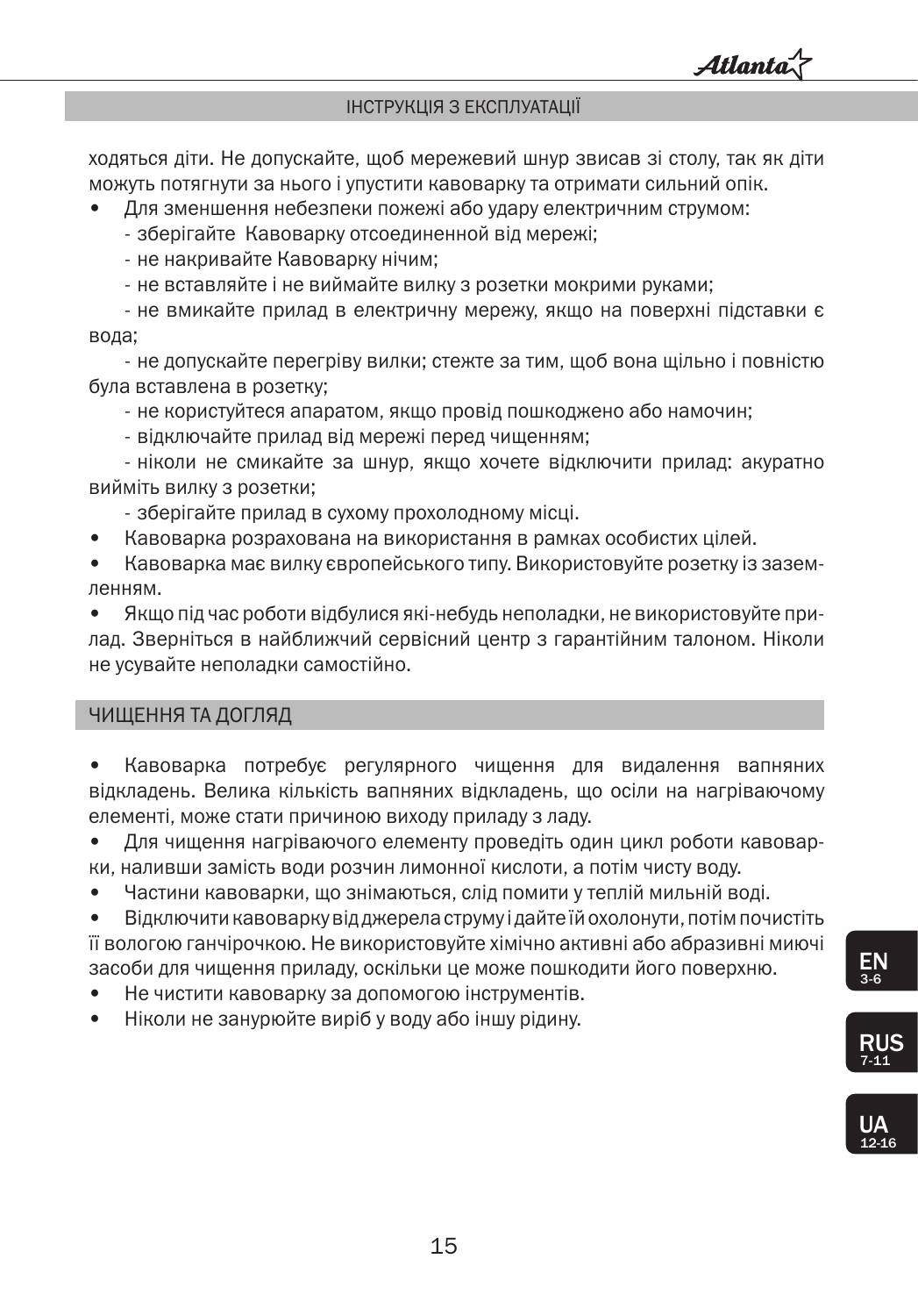ходяться діти. Не допускайте, щоб мережевий шнур звисав зі столу, так як діти можуть потягнути за нього і упустити кавоварку та отримати сильний опік.

- Для зменшення небезпеки пожежі або удару електричним струмом:
  - зберігайте Кавоварку отсоединенной від мережі;
  - не накривайте Кавоварку нічим;
  - не вставляйте і не виймайте вилку з розетки мокрими руками;
  - не вмикайте прилад в електричну мережу, якщо на поверхні підставки є вода;
  - не допускайте перегріву вилки; стежте за тим, щоб вона щільно і повністю була вставлена в розетку;
  - не користуйтеся апаратом, якщо провід пошкоджено або намочин;
  - відключайте прилад від мережі перед чищенням;
  - ніколи не смикайте за шнур, якщо хочете відключити прилад: акуратно вийміть вилку з розетки;
  - зберігайте прилад в сухому прохолодному місці.
- Кавоварка розрахована на використання в рамках особистих цілей.
- Кавоварка має вилку європейського типу. Використовуйте розетку із заземленням.
- Якщо під час роботи відбулися які-небудь неполадки, не використовуйте прилад. Зверніться в найближчий сервісний центр з гарантійним талоном. Ніколи не усувайте неполадки самостійно.

## ЧИЩЕННЯ ТА ДОГЛЯД

- Кавоварка потребує регулярного чищення для видалення вапняних відкладень. Велика кількість вапняних відкладень, що осіли на нагріваючому елементі, може стати причиною виходу приладу з ладу.
- Для чищення нагріваючого елементу проведіть один цикл роботи кавоварки, наливши замість води розчин лимонної кислоти, а потім чисту воду.
- Частини кавоварки, що знімаються, слід помити у теплій мильній воді.
- Відключити кавоварку від джерела струму і дайте їй охолонути, потім почистіть її вологою ганчірочкою. Не використовуйте хімічно активні або абразивні миючі засоби для чищення приладу, оскільки це може пошкодити його поверхню.
- Не чистити кавоварку за допомогою інструментів.
- Ніколи не занурюйте виріб у воду або іншу рідину.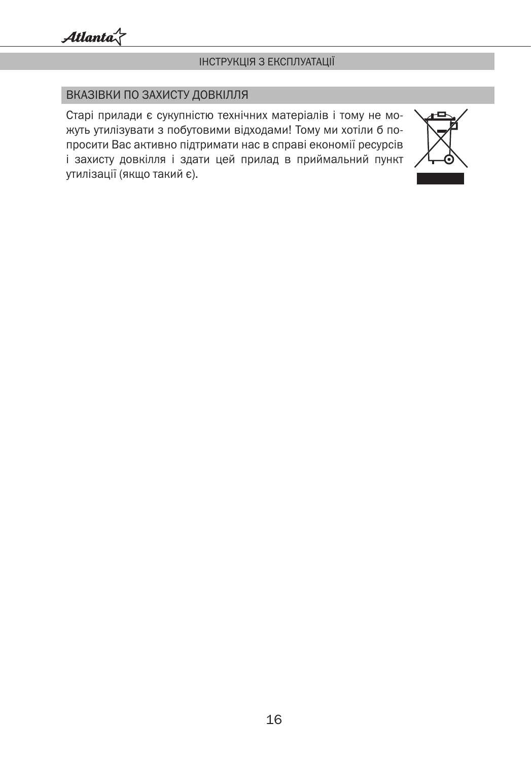## ВКАЗІВКИ ПО ЗАХИСТУ ДОВКІЛЛЯ

Старі прилади є сукупністю технічних матеріалів і тому не можуть утилізувати з побутовими відходами! Тому ми хотіли б попросити Вас активно підтримати нас в справі економії ресурсів і захисту довкілля і здати цей прилад в приймальний пункт утилізації (якщо такий є).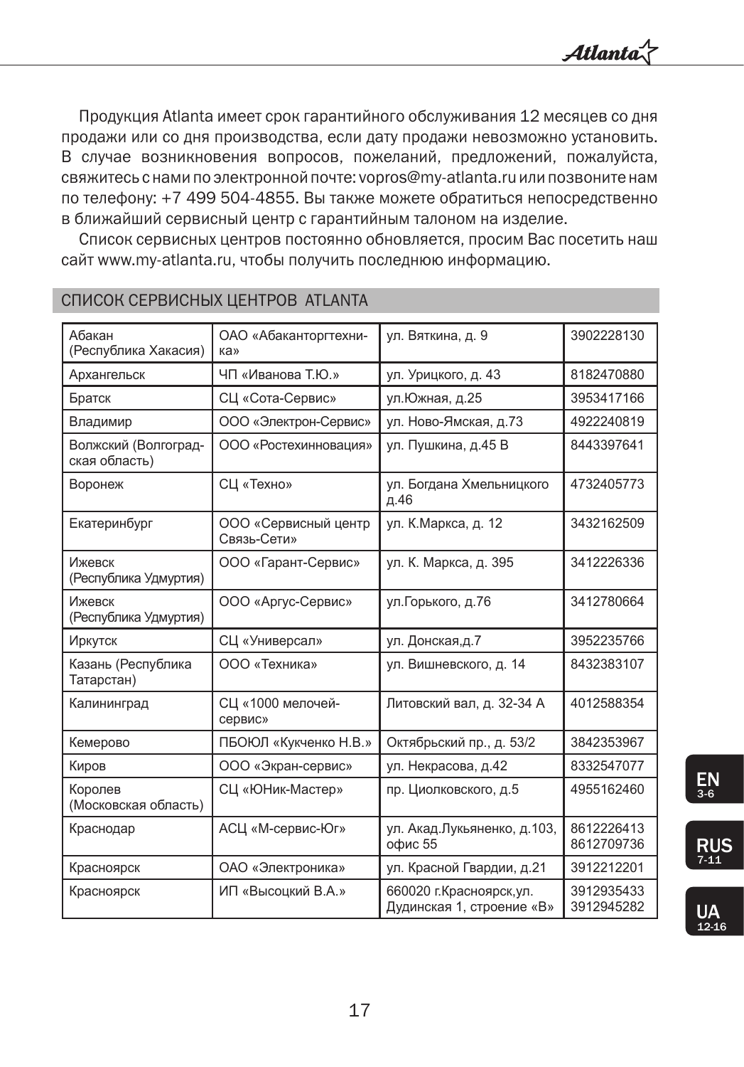Продукция Atlanta имеет срок гарантийного обслуживания 12 месяцев со дня продажи или со дня производства, если дату продажи невозможно установить. В случае возникновения вопросов, пожеланий, предложений, пожалуйста, свяжитесь с нами по электронной почте: vopros@my-atlanta.ru или позвоните нам по телефону: +7 499 504-4855. Вы также можете обратиться непосредственно в ближайший сервисный центр с гарантийным талоном на изделие.

Список сервисных центров постоянно обновляется, просим Вас посетить наш сайт www.my-atlanta.ru, чтобы получить последнюю информацию.

## СПИСОК СЕРВИСНЫХ ЦЕНТРОВ ATLANTA

| | | | |
|---|---|---|---|
| Абакан (Республика Хакасия) | ОАО «Абаканторгтехника» | ул. Вяткина, д. 9 | 3902228130 |
| Архангельск | ЧП «Иванова Т.Ю.» | ул. Урицкого, д. 43 | 8182470880 |
| Братск | СЦ «Сота-Сервис» | ул.Южная, д.25 | 3953417166 |
| Владимир | ООО «Электрон-Сервис» | ул. Ново-Ямская, д.73 | 4922240819 |
| Волжский (Волгоградская область) | ООО «Ростехинновация» | ул. Пушкина, д.45 В | 8443397641 |
| Воронеж | СЦ «Техно» | ул. Богдана Хмельницкого д.46 | 4732405773 |
| Екатеринбург | ООО «Сервисный центр Связь-Сети» | ул. К.Маркса, д. 12 | 3432162509 |
| Ижевск (Республика Удмуртия) | ООО «Гарант-Сервис» | ул. К. Маркса, д. 395 | 3412226336 |
| Ижевск (Республика Удмуртия) | ООО «Аргус-Сервис» | ул.Горького, д.76 | 3412780664 |
| Иркутск | СЦ «Универсал» | ул. Донская,д.7 | 3952235766 |
| Казань (Республика Татарстан) | ООО «Техника» | ул. Вишневского, д. 14 | 8432383107 |
| Калининград | СЦ «1000 мелочей-сервис» | Литовский вал, д. 32-34 А | 4012588354 |
| Кемерово | ПБОЮЛ «Кукченко Н.В.» | Октябрьский пр., д. 53/2 | 3842353967 |
| Киров | ООО «Экран-сервис» | ул. Некрасова, д.42 | 8332547077 |
| Королев (Московская область) | СЦ «ЮНик-Мастер» | пр. Циолковского, д.5 | 4955162460 |
| Краснодар | АСЦ «М-сервис-Юг» | ул. Акад.Лукьяненко, д.103, офис 55 | 8612226413 8612709736 |
| Красноярск | ОАО «Электроника» | ул. Красной Гвардии, д.21 | 3912212201 |
| Красноярск | ИП «Высоцкий В.А.» | 660020 г.Красноярск,ул. Дудинская 1, строение «В» | 3912935433 3912945282 |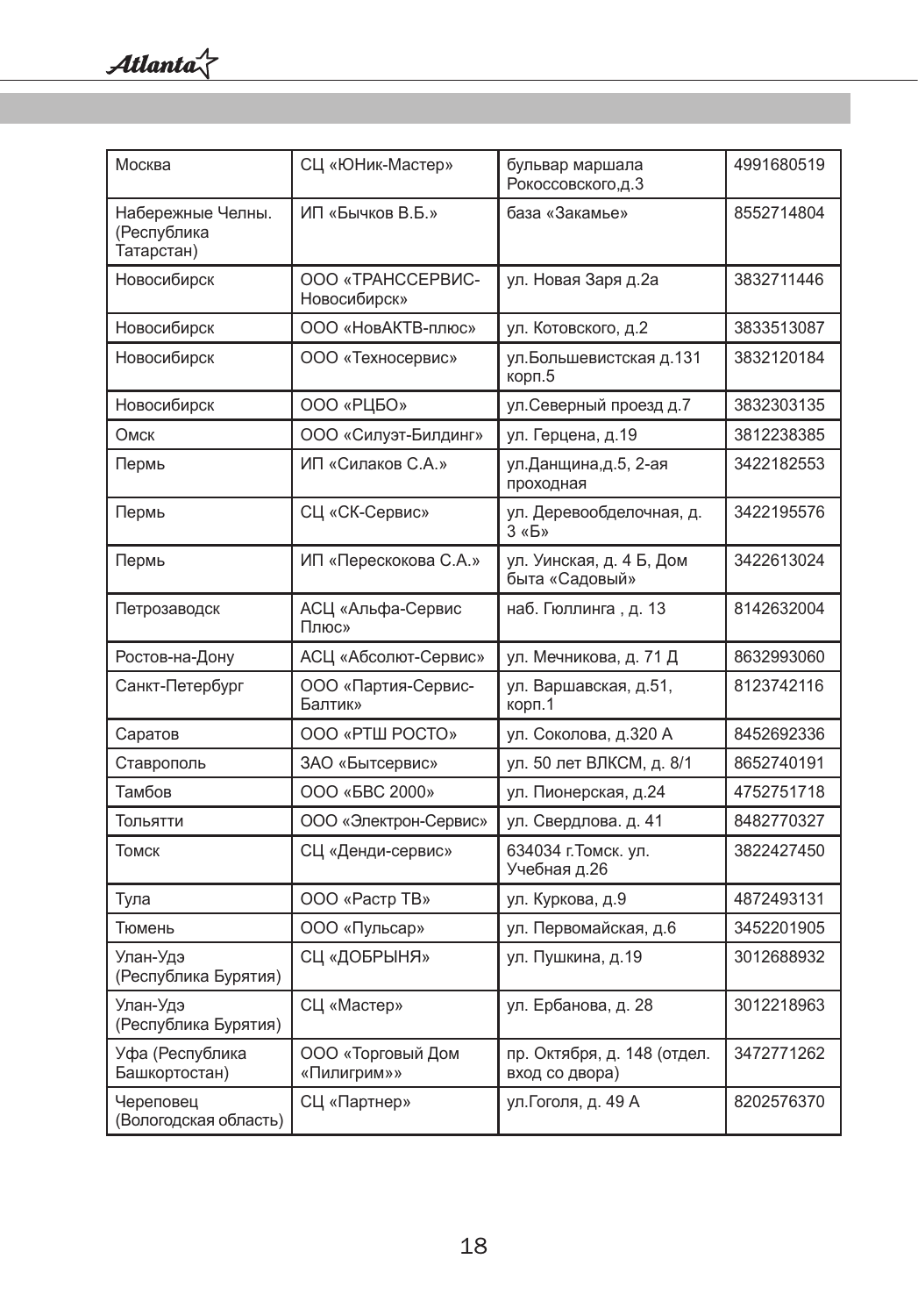| Москва | СЦ «ЮНик-Мастер» | бульвар маршала Рокоссовского,д.3 | 4991680519 |
|---|---|---|---|
| Набережные Челны. (Республика Татарстан) | ИП «Бычков В.Б.» | база «Закамье» | 8552714804 |
| Новосибирск | ООО «ТРАНССЕРВИС-Новосибирск» | ул. Новая Заря д.2а | 3832711446 |
| Новосибирск | ООО «НовАКТВ-плюс» | ул. Котовского, д.2 | 3833513087 |
| Новосибирск | ООО «Техносервис» | ул.Большевистская д.131 корп.5 | 3832120184 |
| Новосибирск | ООО «РЦБО» | ул.Северный проезд д.7 | 3832303135 |
| Омск | ООО «Силуэт-Билдинг» | ул. Герцена, д.19 | 3812238385 |
| Пермь | ИП «Силаков С.А.» | ул.Данщина,д.5, 2-ая проходная | 3422182553 |
| Пермь | СЦ «СК-Сервис» | ул. Деревообделочная, д. 3 «Б» | 3422195576 |
| Пермь | ИП «Перескокова С.А.» | ул. Уинская, д. 4 Б, Дом быта «Садовый» | 3422613024 |
| Петрозаводск | АСЦ «Альфа-Сервис Плюс» | наб. Гюллинга , д. 13 | 8142632004 |
| Ростов-на-Дону | АСЦ «Абсолют-Сервис» | ул. Мечникова, д. 71 Д | 8632993060 |
| Санкт-Петербург | ООО «Партия-Сервис-Балтик» | ул. Варшавская, д.51, корп.1 | 8123742116 |
| Саратов | ООО «РТШ РОСТО» | ул. Соколова, д.320 А | 8452692336 |
| Ставрополь | ЗАО «Бытсервис» | ул. 50 лет ВЛКСМ, д. 8/1 | 8652740191 |
| Тамбов | ООО «БВС 2000» | ул. Пионерская, д.24 | 4752751718 |
| Тольятти | ООО «Электрон-Сервис» | ул. Свердлова. д. 41 | 8482770327 |
| Томск | СЦ «Денди-сервис» | 634034 г.Томск. ул. Учебная д.26 | 3822427450 |
| Тула | ООО «Растр ТВ» | ул. Куркова, д.9 | 4872493131 |
| Тюмень | ООО «Пульсар» | ул. Первомайская, д.6 | 3452201905 |
| Улан-Удэ (Республика Бурятия) | СЦ «ДОБРЫНЯ» | ул. Пушкина, д.19 | 3012688932 |
| Улан-Удэ (Республика Бурятия) | СЦ «Мастер» | ул. Ербанова, д. 28 | 3012218963 |
| Уфа (Республика Башкортостан) | ООО «Торговый Дом «Пилигрим»» | пр. Октября, д. 148 (отдел. вход со двора) | 3472771262 |
| Череповец (Вологодская область) | СЦ «Партнер» | ул.Гоголя, д. 49 А | 8202576370 |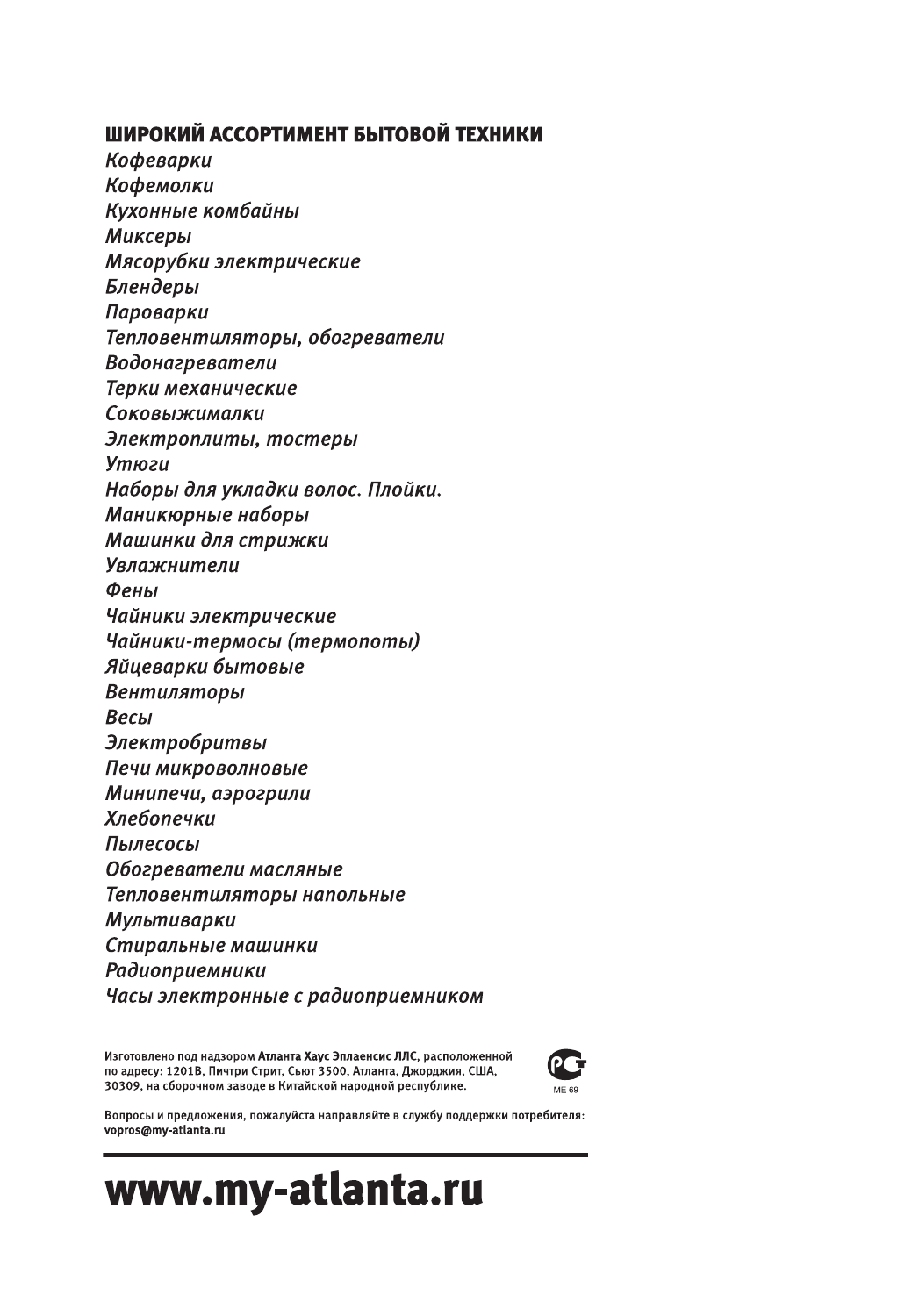## ШИРОКИЙ АССОРТИМЕНТ БЫТОВОЙ ТЕХНИКИ

*Кофеварки*
*Кофемолки*
*Кухонные комбайны*
*Миксеры*
*Мясорубки электрические*
*Блендеры*
*Пароварки*
*Тепловентиляторы, обогреватели*
*Водонагреватели*
*Терки механические*
*Соковыжималки*
*Электроплиты, тостеры*
*Утюги*
*Наборы для укладки волос. Плойки.*
*Маникюрные наборы*
*Машинки для стрижки*
*Увлажнители*
*Фены*
*Чайники электрические*
*Чайники-термосы (термопоты)*
*Яйцеварки бытовые*
*Вентиляторы*
*Весы*
*Электробритвы*
*Печи микроволновые*
*Минипечи, аэрогрили*
*Хлебопечки*
*Пылесосы*
*Обогреватели масляные*
*Тепловентиляторы напольные*
*Мультиварки*
*Стиральные машинки*
*Радиоприемники*
*Часы электронные с радиоприемником*

Изготовлено под надзором **Атланта Хаус Эплаенсис ЛЛС**, расположенной по адресу: 1201В, Пичтри Стрит, Сьют 3500, Атланта, Джорджия, США, 30309, на сборочном заводе в Китайской народной республике.

МЕ 69

Вопросы и предложения, пожалуйста направляйте в службу поддержки потребителя:
**vopros@my-atlanta.ru**

# www.my-atlanta.ru